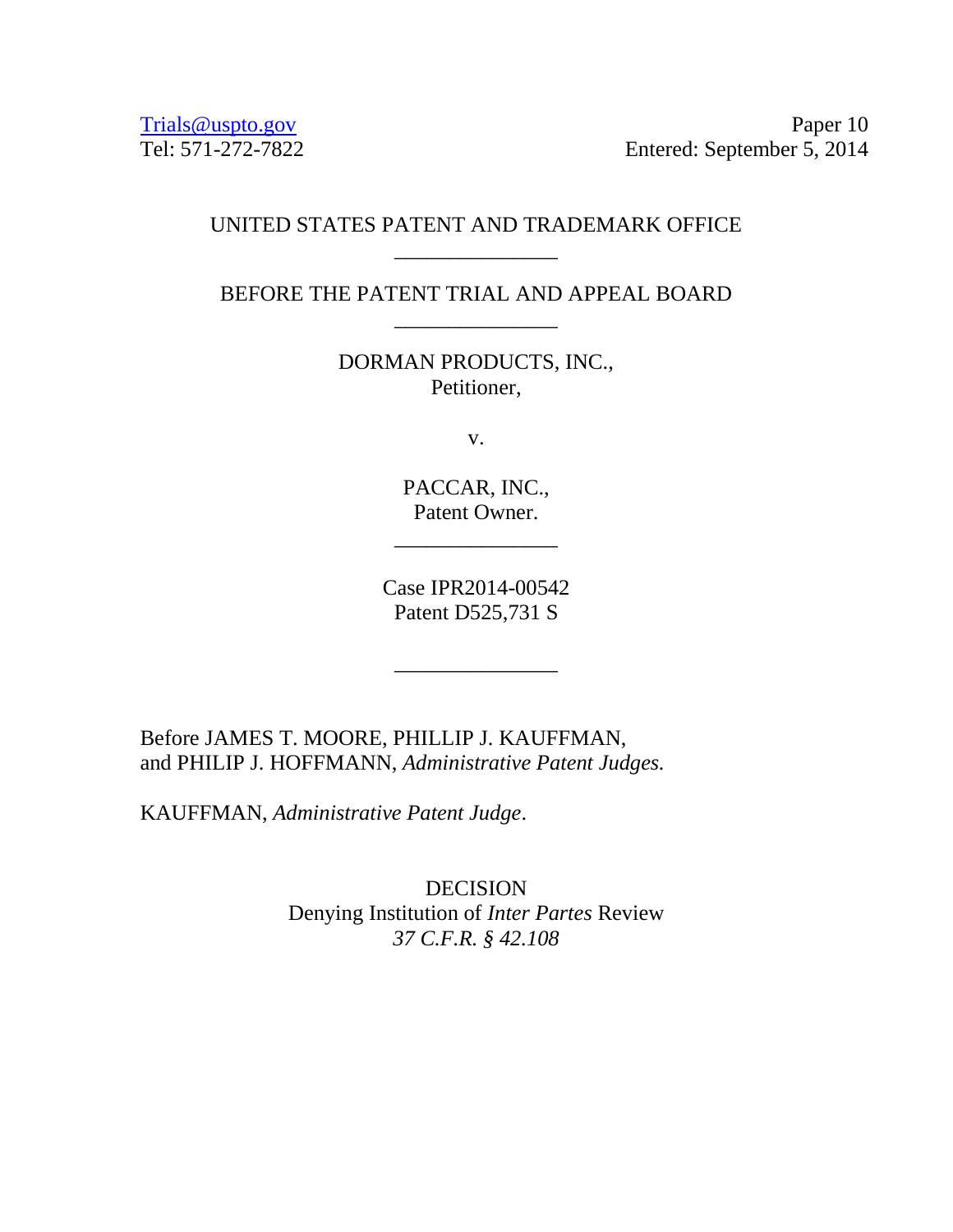Trials@uspto.gov
Tel: 571-272-7822

Paper 10
Entered: September 5, 2014

UNITED STATES PATENT AND TRADEMARK OFFICE

---

BEFORE THE PATENT TRIAL AND APPEAL BOARD

---

DORMAN PRODUCTS, INC.,
Petitioner,

v.

PACCAR, INC.,
Patent Owner.

---

Case IPR2014-00542
Patent D525,731 S

---

Before JAMES T. MOORE, PHILLIP J. KAUFFMAN, and PHILIP J. HOFFMANN, *Administrative Patent Judges.*

KAUFFMAN, *Administrative Patent Judge*.

DECISION
Denying Institution of *Inter Partes* Review
*37 C.F.R. § 42.108*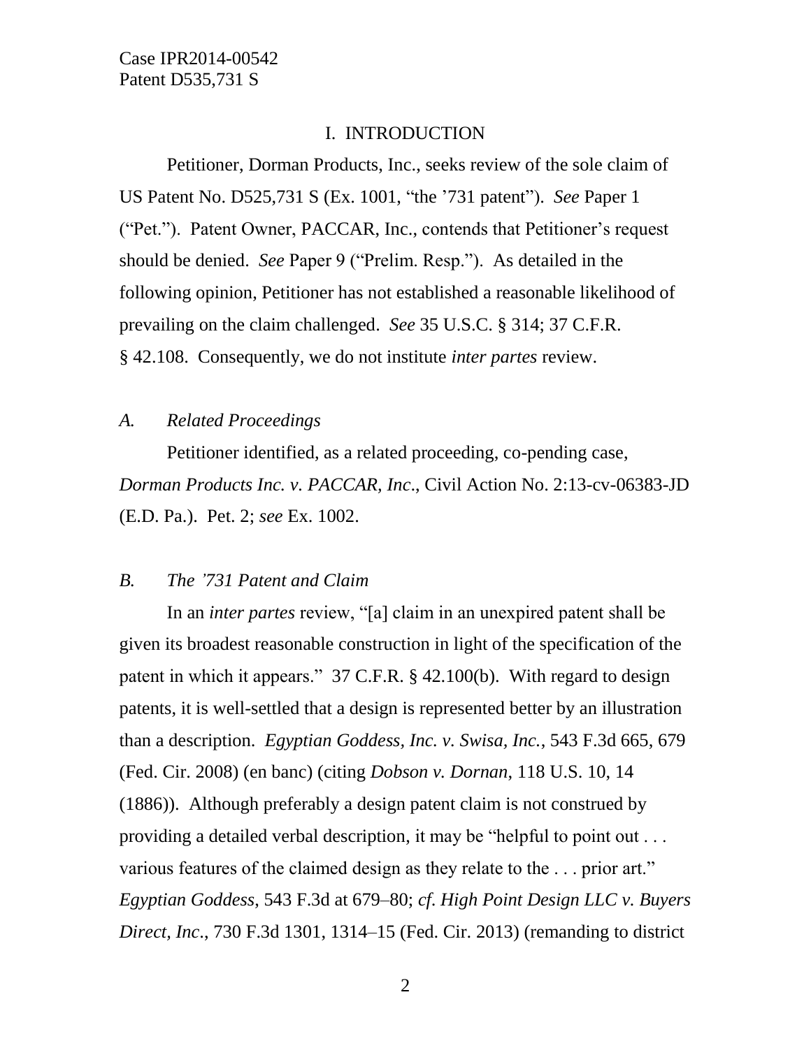## I. INTRODUCTION

Petitioner, Dorman Products, Inc., seeks review of the sole claim of US Patent No. D525,731 S (Ex. 1001, "the '731 patent"). *See* Paper 1 ("Pet."). Patent Owner, PACCAR, Inc., contends that Petitioner's request should be denied. *See* Paper 9 ("Prelim. Resp."). As detailed in the following opinion, Petitioner has not established a reasonable likelihood of prevailing on the claim challenged. *See* 35 U.S.C. § 314; 37 C.F.R. § 42.108. Consequently, we do not institute *inter partes* review.

### *A. Related Proceedings*

Petitioner identified, as a related proceeding, co-pending case, *Dorman Products Inc. v. PACCAR, Inc*., Civil Action No. 2:13-cv-06383-JD (E.D. Pa.). Pet. 2; *see* Ex. 1002.

### *B. The '731 Patent and Claim*

In an *inter partes* review, "[a] claim in an unexpired patent shall be given its broadest reasonable construction in light of the specification of the patent in which it appears." 37 C.F.R. § 42.100(b). With regard to design patents, it is well-settled that a design is represented better by an illustration than a description. *Egyptian Goddess, Inc. v. Swisa, Inc.*, 543 F.3d 665, 679 (Fed. Cir. 2008) (en banc) (citing *Dobson v. Dornan*, 118 U.S. 10, 14 (1886)). Although preferably a design patent claim is not construed by providing a detailed verbal description, it may be "helpful to point out . . . various features of the claimed design as they relate to the . . . prior art." *Egyptian Goddess*, 543 F.3d at 679–80; *cf. High Point Design LLC v. Buyers Direct, Inc*., 730 F.3d 1301, 1314–15 (Fed. Cir. 2013) (remanding to district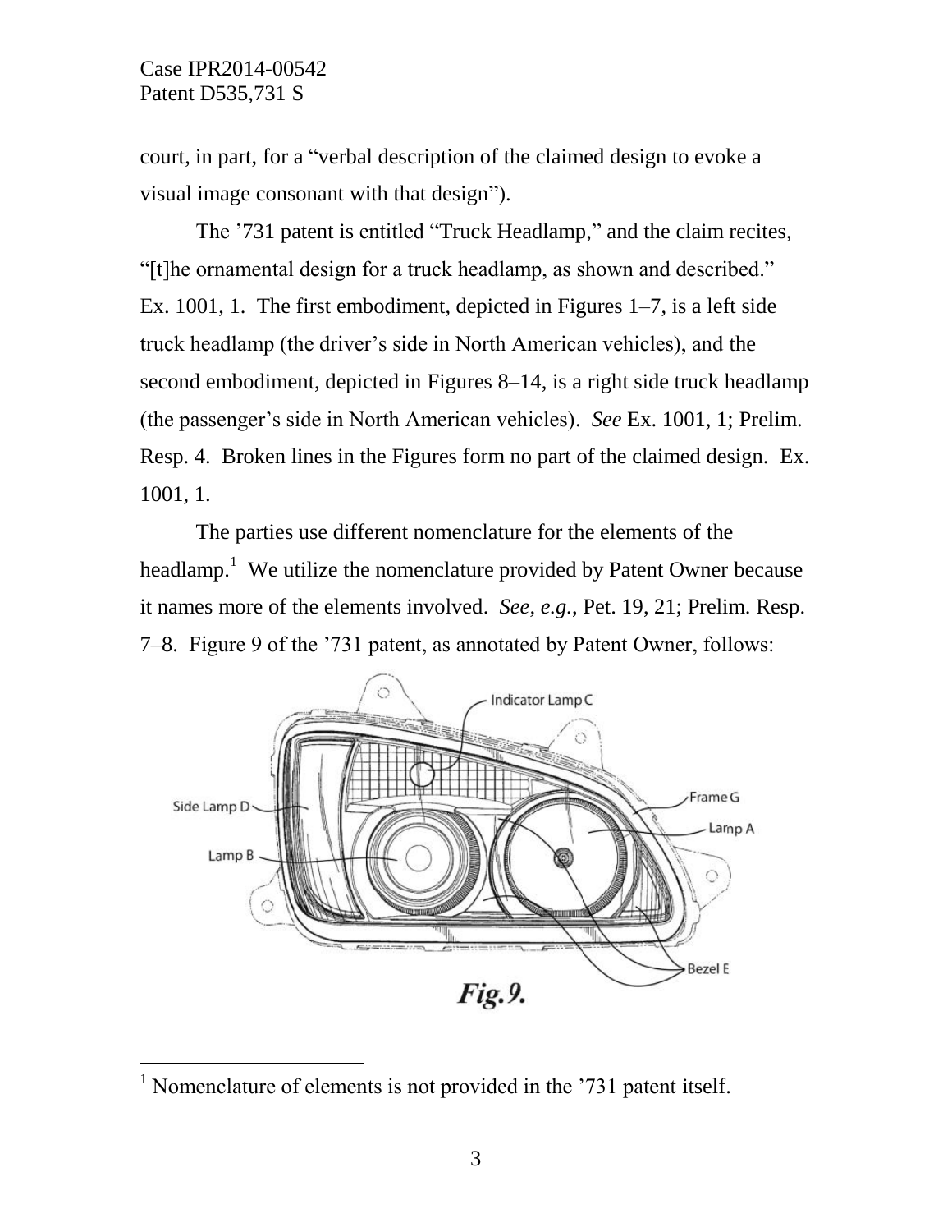court, in part, for a "verbal description of the claimed design to evoke a visual image consonant with that design").

The '731 patent is entitled "Truck Headlamp," and the claim recites, "[t]he ornamental design for a truck headlamp, as shown and described." Ex. 1001, 1. The first embodiment, depicted in Figures 1–7, is a left side truck headlamp (the driver's side in North American vehicles), and the second embodiment, depicted in Figures 8–14, is a right side truck headlamp (the passenger's side in North American vehicles). *See* Ex. 1001, 1; Prelim. Resp. 4. Broken lines in the Figures form no part of the claimed design. Ex. 1001, 1.

The parties use different nomenclature for the elements of the headlamp.[1] We utilize the nomenclature provided by Patent Owner because it names more of the elements involved. *See, e.g.*, Pet. 19, 21; Prelim. Resp. 7–8. Figure 9 of the '731 patent, as annotated by Patent Owner, follows:

Indicator Lamp C

Side Lamp D

Lamp B

Frame G

Lamp A

Bezel E

***Fig.9.***

[1] Nomenclature of elements is not provided in the '731 patent itself.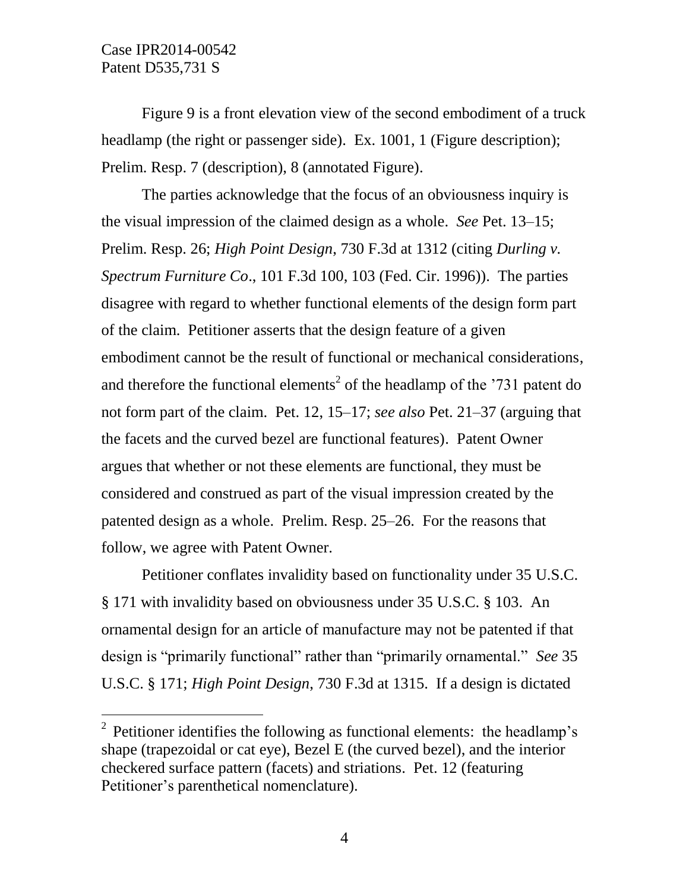Figure 9 is a front elevation view of the second embodiment of a truck headlamp (the right or passenger side). Ex. 1001, 1 (Figure description); Prelim. Resp. 7 (description), 8 (annotated Figure).

The parties acknowledge that the focus of an obviousness inquiry is the visual impression of the claimed design as a whole. *See* Pet. 13–15; Prelim. Resp. 26; *High Point Design*, 730 F.3d at 1312 (citing *Durling v. Spectrum Furniture Co*., 101 F.3d 100, 103 (Fed. Cir. 1996)). The parties disagree with regard to whether functional elements of the design form part of the claim. Petitioner asserts that the design feature of a given embodiment cannot be the result of functional or mechanical considerations, and therefore the functional elements[2] of the headlamp of the '731 patent do not form part of the claim. Pet. 12, 15–17; *see also* Pet. 21–37 (arguing that the facets and the curved bezel are functional features). Patent Owner argues that whether or not these elements are functional, they must be considered and construed as part of the visual impression created by the patented design as a whole. Prelim. Resp. 25–26. For the reasons that follow, we agree with Patent Owner.

Petitioner conflates invalidity based on functionality under 35 U.S.C. § 171 with invalidity based on obviousness under 35 U.S.C. § 103. An ornamental design for an article of manufacture may not be patented if that design is "primarily functional" rather than "primarily ornamental." *See* 35 U.S.C. § 171; *High Point Design*, 730 F.3d at 1315. If a design is dictated

---

[2] Petitioner identifies the following as functional elements: the headlamp's shape (trapezoidal or cat eye), Bezel E (the curved bezel), and the interior checkered surface pattern (facets) and striations. Pet. 12 (featuring Petitioner's parenthetical nomenclature).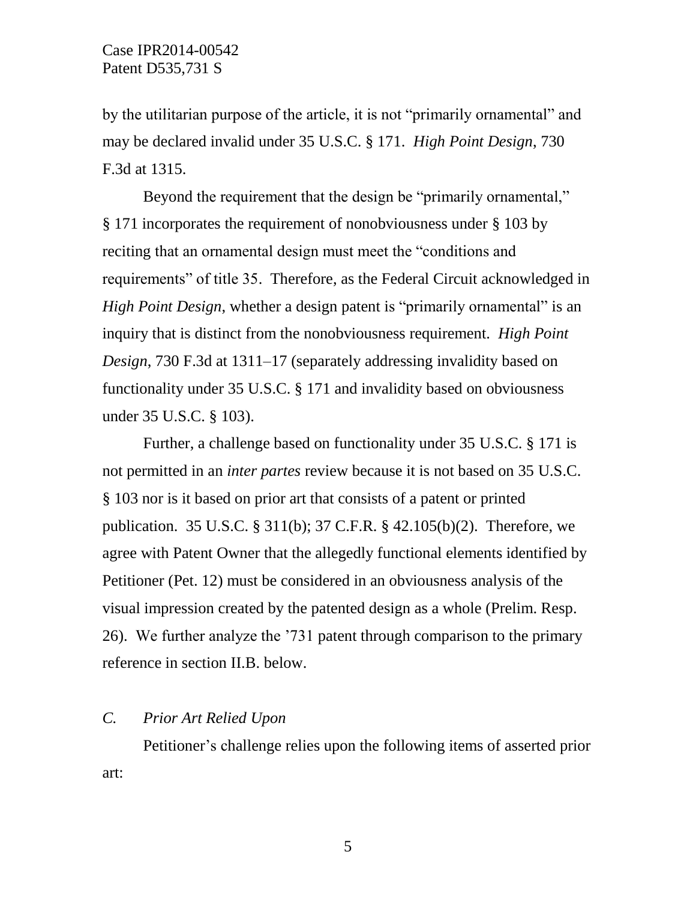by the utilitarian purpose of the article, it is not "primarily ornamental" and may be declared invalid under 35 U.S.C. § 171. *High Point Design*, 730 F.3d at 1315.

Beyond the requirement that the design be "primarily ornamental," § 171 incorporates the requirement of nonobviousness under § 103 by reciting that an ornamental design must meet the "conditions and requirements" of title 35. Therefore, as the Federal Circuit acknowledged in *High Point Design*, whether a design patent is "primarily ornamental" is an inquiry that is distinct from the nonobviousness requirement. *High Point Design*, 730 F.3d at 1311–17 (separately addressing invalidity based on functionality under 35 U.S.C. § 171 and invalidity based on obviousness under 35 U.S.C. § 103).

Further, a challenge based on functionality under 35 U.S.C. § 171 is not permitted in an *inter partes* review because it is not based on 35 U.S.C. § 103 nor is it based on prior art that consists of a patent or printed publication. 35 U.S.C. § 311(b); 37 C.F.R. § 42.105(b)(2). Therefore, we agree with Patent Owner that the allegedly functional elements identified by Petitioner (Pet. 12) must be considered in an obviousness analysis of the visual impression created by the patented design as a whole (Prelim. Resp. 26). We further analyze the '731 patent through comparison to the primary reference in section II.B. below.

### *C. Prior Art Relied Upon*

Petitioner's challenge relies upon the following items of asserted prior art: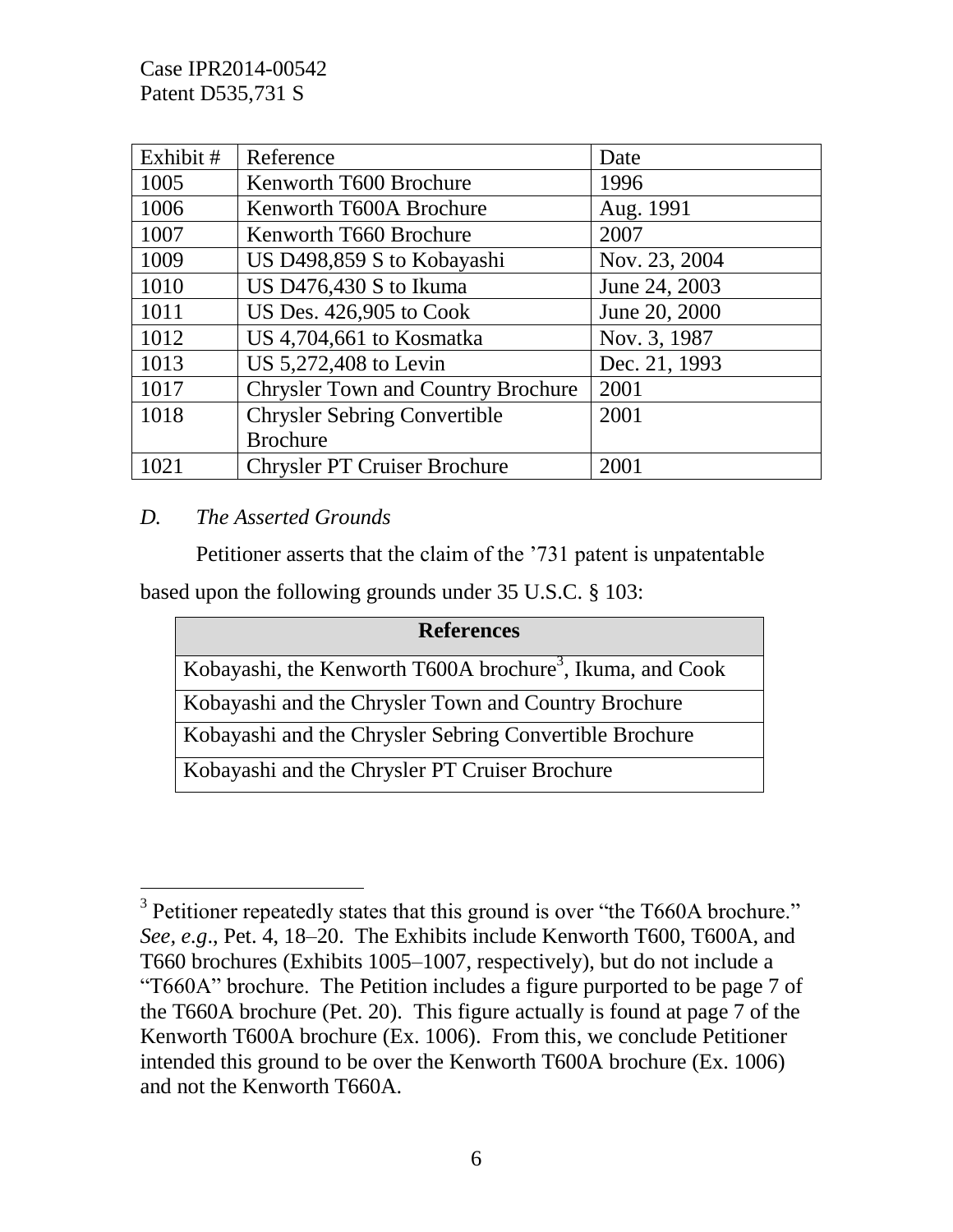| Exhibit # | Reference | Date |
|---|---|---|
| 1005 | Kenworth T600 Brochure | 1996 |
| 1006 | Kenworth T600A Brochure | Aug. 1991 |
| 1007 | Kenworth T660 Brochure | 2007 |
| 1009 | US D498,859 S to Kobayashi | Nov. 23, 2004 |
| 1010 | US D476,430 S to Ikuma | June 24, 2003 |
| 1011 | US Des. 426,905 to Cook | June 20, 2000 |
| 1012 | US 4,704,661 to Kosmatka | Nov. 3, 1987 |
| 1013 | US 5,272,408 to Levin | Dec. 21, 1993 |
| 1017 | Chrysler Town and Country Brochure | 2001 |
| 1018 | Chrysler Sebring Convertible Brochure | 2001 |
| 1021 | Chrysler PT Cruiser Brochure | 2001 |

### *D. The Asserted Grounds*

Petitioner asserts that the claim of the '731 patent is unpatentable based upon the following grounds under 35 U.S.C. § 103:

| References |
|---|
| Kobayashi, the Kenworth T600A brochure[3], Ikuma, and Cook |
| Kobayashi and the Chrysler Town and Country Brochure |
| Kobayashi and the Chrysler Sebring Convertible Brochure |
| Kobayashi and the Chrysler PT Cruiser Brochure |

[3] Petitioner repeatedly states that this ground is over "the T660A brochure." *See, e.g.*, Pet. 4, 18–20. The Exhibits include Kenworth T600, T600A, and T660 brochures (Exhibits 1005–1007, respectively), but do not include a "T660A" brochure. The Petition includes a figure purported to be page 7 of the T660A brochure (Pet. 20). This figure actually is found at page 7 of the Kenworth T600A brochure (Ex. 1006). From this, we conclude Petitioner intended this ground to be over the Kenworth T600A brochure (Ex. 1006) and not the Kenworth T660A.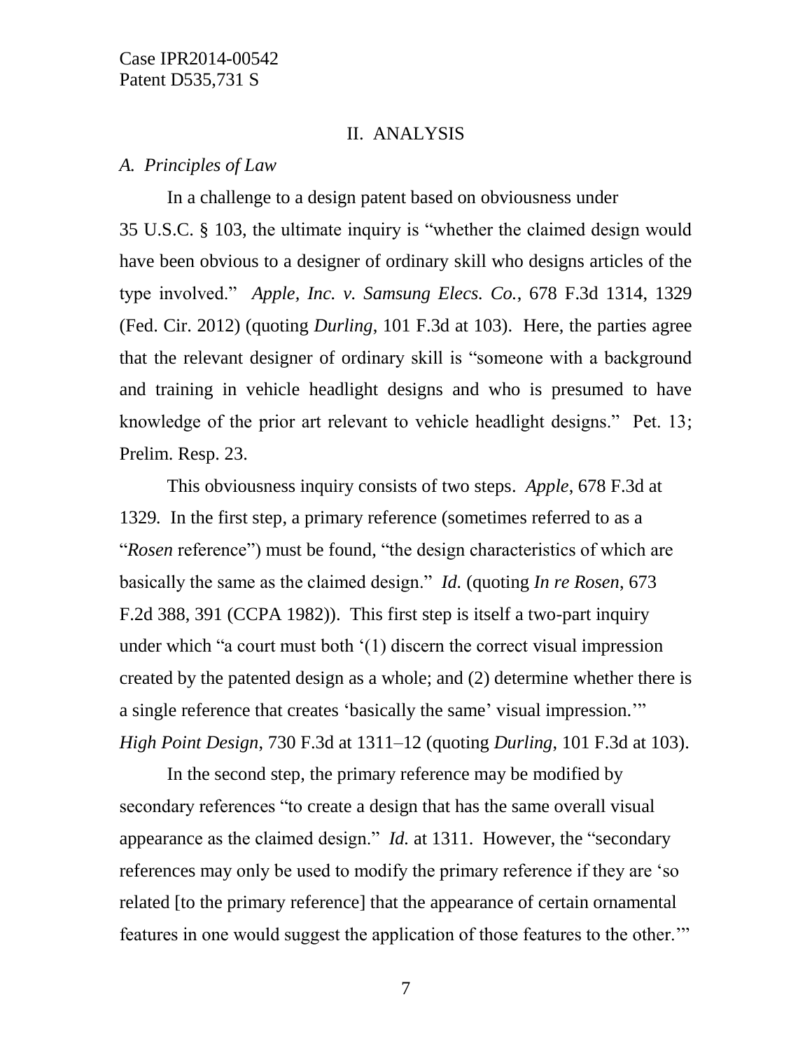## II. ANALYSIS

### *A. Principles of Law*

In a challenge to a design patent based on obviousness under 35 U.S.C. § 103, the ultimate inquiry is "whether the claimed design would have been obvious to a designer of ordinary skill who designs articles of the type involved." *Apple, Inc. v. Samsung Elecs. Co.*, 678 F.3d 1314, 1329 (Fed. Cir. 2012) (quoting *Durling*, 101 F.3d at 103). Here, the parties agree that the relevant designer of ordinary skill is "someone with a background and training in vehicle headlight designs and who is presumed to have knowledge of the prior art relevant to vehicle headlight designs." Pet. 13; Prelim. Resp. 23.

This obviousness inquiry consists of two steps. *Apple*, 678 F.3d at 1329. In the first step, a primary reference (sometimes referred to as a "*Rosen* reference") must be found, "the design characteristics of which are basically the same as the claimed design." *Id.* (quoting *In re Rosen*, 673 F.2d 388, 391 (CCPA 1982)). This first step is itself a two-part inquiry under which "a court must both '(1) discern the correct visual impression created by the patented design as a whole; and (2) determine whether there is a single reference that creates 'basically the same' visual impression.'" *High Point Design*, 730 F.3d at 1311–12 (quoting *Durling*, 101 F.3d at 103).

In the second step, the primary reference may be modified by secondary references "to create a design that has the same overall visual appearance as the claimed design." *Id.* at 1311. However, the "secondary references may only be used to modify the primary reference if they are 'so related [to the primary reference] that the appearance of certain ornamental features in one would suggest the application of those features to the other.'"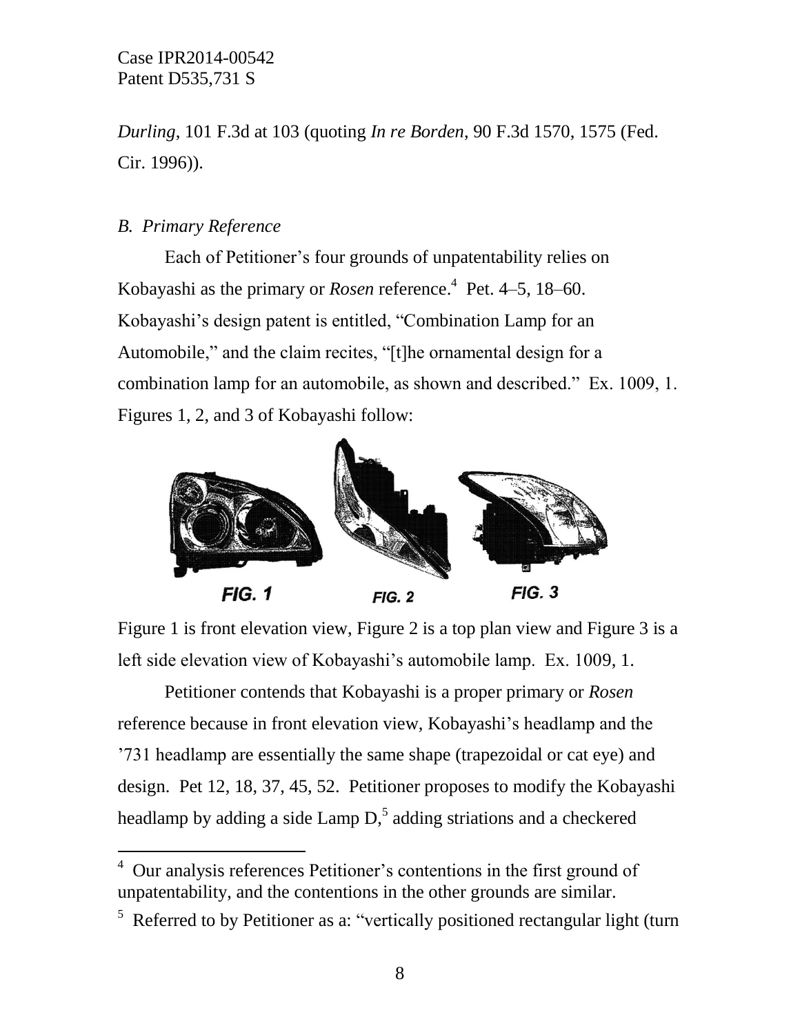*Durling*, 101 F.3d at 103 (quoting *In re Borden*, 90 F.3d 1570, 1575 (Fed. Cir. 1996)).

### *B. Primary Reference*

Each of Petitioner's four grounds of unpatentability relies on Kobayashi as the primary or *Rosen* reference.[4] Pet. 4–5, 18–60. Kobayashi's design patent is entitled, "Combination Lamp for an Automobile," and the claim recites, "[t]he ornamental design for a combination lamp for an automobile, as shown and described." Ex. 1009, 1. Figures 1, 2, and 3 of Kobayashi follow:

FIG. 1 FIG. 2 FIG. 3

Figure 1 is front elevation view, Figure 2 is a top plan view and Figure 3 is a left side elevation view of Kobayashi's automobile lamp. Ex. 1009, 1.

Petitioner contends that Kobayashi is a proper primary or *Rosen* reference because in front elevation view, Kobayashi's headlamp and the '731 headlamp are essentially the same shape (trapezoidal or cat eye) and design. Pet 12, 18, 37, 45, 52. Petitioner proposes to modify the Kobayashi headlamp by adding a side Lamp D,[5] adding striations and a checkered

---

[4] Our analysis references Petitioner's contentions in the first ground of unpatentability, and the contentions in the other grounds are similar.

[5] Referred to by Petitioner as a: "vertically positioned rectangular light (turn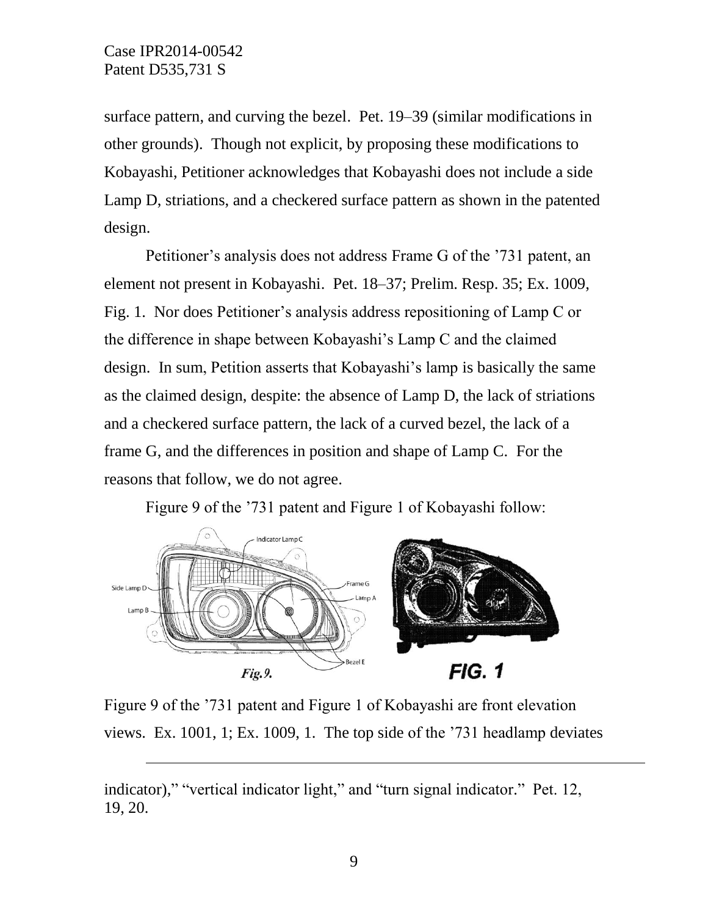surface pattern, and curving the bezel. Pet. 19–39 (similar modifications in other grounds). Though not explicit, by proposing these modifications to Kobayashi, Petitioner acknowledges that Kobayashi does not include a side Lamp D, striations, and a checkered surface pattern as shown in the patented design.

Petitioner's analysis does not address Frame G of the '731 patent, an element not present in Kobayashi. Pet. 18–37; Prelim. Resp. 35; Ex. 1009, Fig. 1. Nor does Petitioner's analysis address repositioning of Lamp C or the difference in shape between Kobayashi's Lamp C and the claimed design. In sum, Petition asserts that Kobayashi's lamp is basically the same as the claimed design, despite: the absence of Lamp D, the lack of striations and a checkered surface pattern, the lack of a curved bezel, the lack of a frame G, and the differences in position and shape of Lamp C. For the reasons that follow, we do not agree.

Figure 9 of the '731 patent and Figure 1 of Kobayashi follow:

*Fig. 9.* **FIG. 1**

Figure 9 of the '731 patent and Figure 1 of Kobayashi are front elevation views. Ex. 1001, 1; Ex. 1009, 1. The top side of the '731 headlamp deviates

---

indicator)," "vertical indicator light," and "turn signal indicator." Pet. 12, 19, 20.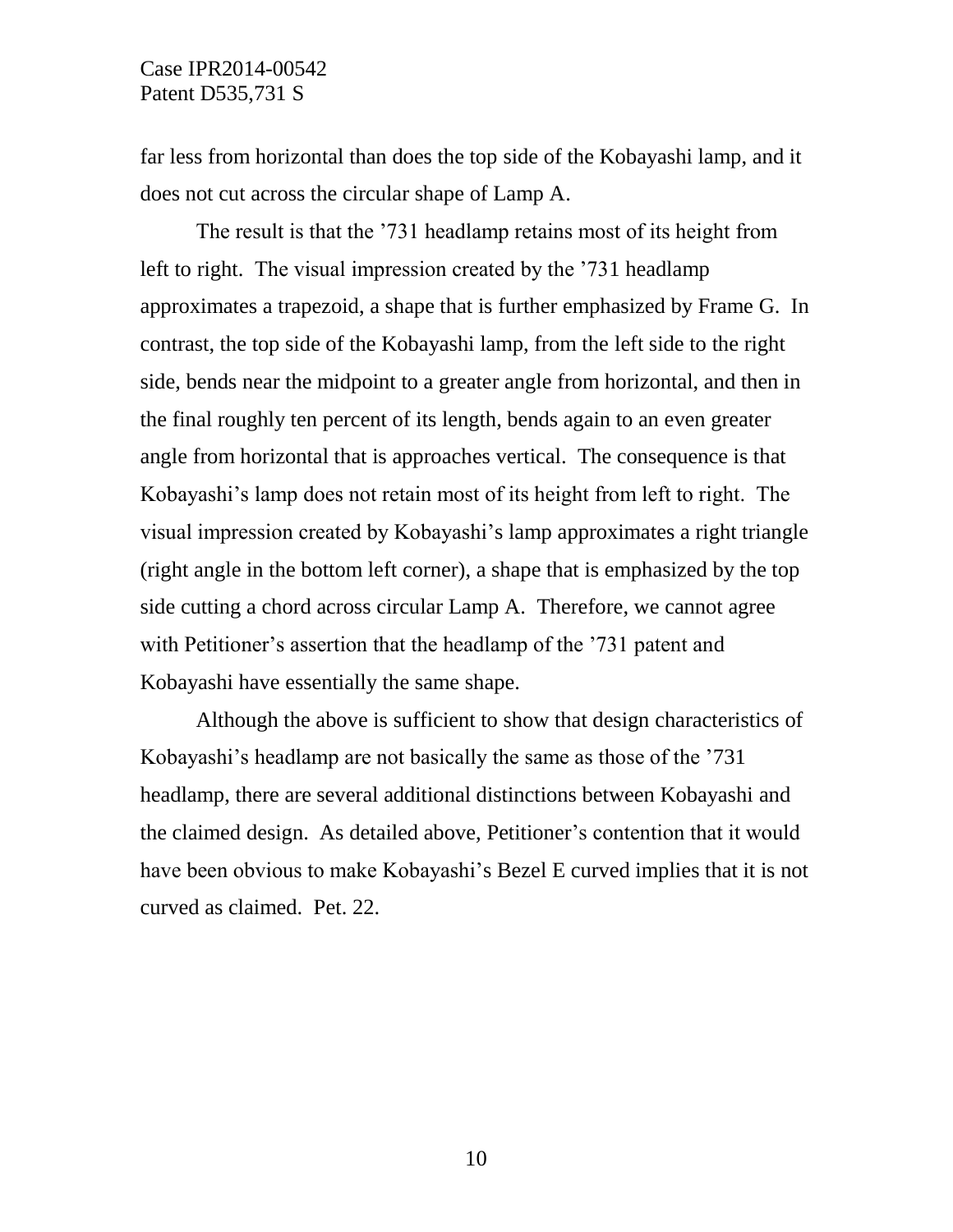far less from horizontal than does the top side of the Kobayashi lamp, and it does not cut across the circular shape of Lamp A.

The result is that the ’731 headlamp retains most of its height from left to right. The visual impression created by the ’731 headlamp approximates a trapezoid, a shape that is further emphasized by Frame G. In contrast, the top side of the Kobayashi lamp, from the left side to the right side, bends near the midpoint to a greater angle from horizontal, and then in the final roughly ten percent of its length, bends again to an even greater angle from horizontal that is approaches vertical. The consequence is that Kobayashi’s lamp does not retain most of its height from left to right. The visual impression created by Kobayashi’s lamp approximates a right triangle (right angle in the bottom left corner), a shape that is emphasized by the top side cutting a chord across circular Lamp A. Therefore, we cannot agree with Petitioner’s assertion that the headlamp of the ’731 patent and Kobayashi have essentially the same shape.

Although the above is sufficient to show that design characteristics of Kobayashi’s headlamp are not basically the same as those of the ’731 headlamp, there are several additional distinctions between Kobayashi and the claimed design. As detailed above, Petitioner’s contention that it would have been obvious to make Kobayashi’s Bezel E curved implies that it is not curved as claimed. Pet. 22.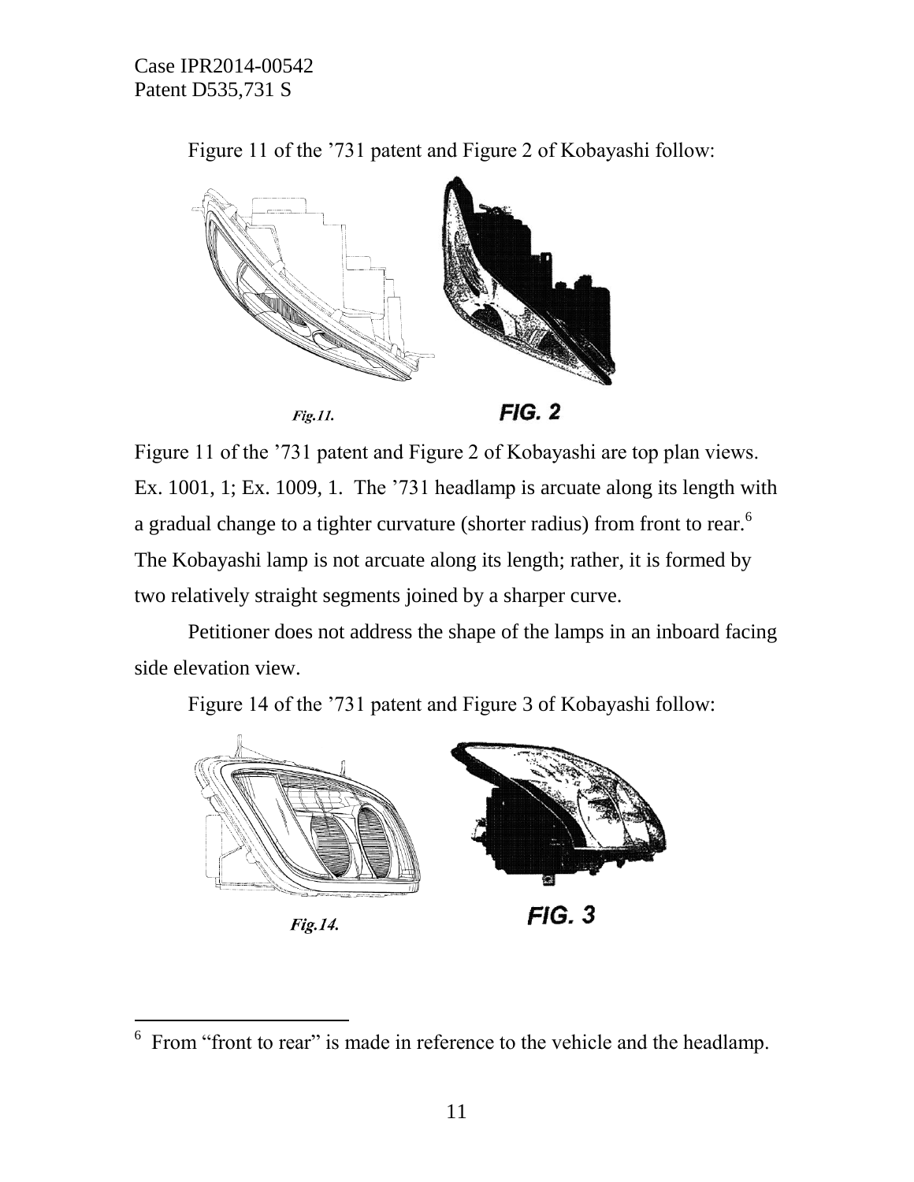Figure 11 of the ’731 patent and Figure 2 of Kobayashi follow:

*Fig.11.* **FIG. 2**

Figure 11 of the ’731 patent and Figure 2 of Kobayashi are top plan views. Ex. 1001, 1; Ex. 1009, 1. The ’731 headlamp is arcuate along its length with a gradual change to a tighter curvature (shorter radius) from front to rear.[6] The Kobayashi lamp is not arcuate along its length; rather, it is formed by two relatively straight segments joined by a sharper curve.

Petitioner does not address the shape of the lamps in an inboard facing side elevation view.

Figure 14 of the ’731 patent and Figure 3 of Kobayashi follow:

*Fig.14.* **FIG. 3**

---

[6] From “front to rear” is made in reference to the vehicle and the headlamp.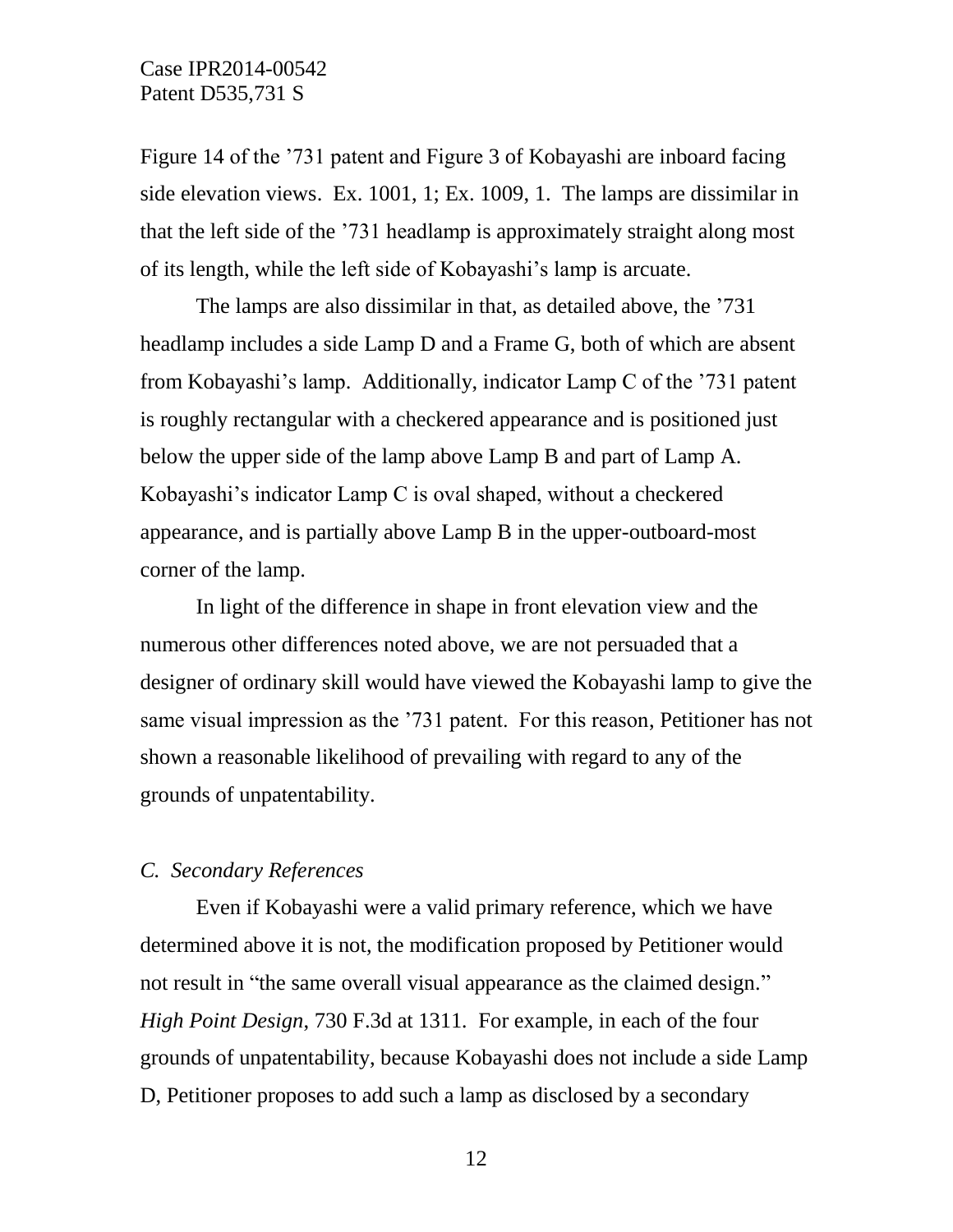Figure 14 of the ’731 patent and Figure 3 of Kobayashi are inboard facing side elevation views. Ex. 1001, 1; Ex. 1009, 1. The lamps are dissimilar in that the left side of the ’731 headlamp is approximately straight along most of its length, while the left side of Kobayashi’s lamp is arcuate.

The lamps are also dissimilar in that, as detailed above, the ’731 headlamp includes a side Lamp D and a Frame G, both of which are absent from Kobayashi’s lamp. Additionally, indicator Lamp C of the ’731 patent is roughly rectangular with a checkered appearance and is positioned just below the upper side of the lamp above Lamp B and part of Lamp A. Kobayashi’s indicator Lamp C is oval shaped, without a checkered appearance, and is partially above Lamp B in the upper-outboard-most corner of the lamp.

In light of the difference in shape in front elevation view and the numerous other differences noted above, we are not persuaded that a designer of ordinary skill would have viewed the Kobayashi lamp to give the same visual impression as the ’731 patent. For this reason, Petitioner has not shown a reasonable likelihood of prevailing with regard to any of the grounds of unpatentability.

### *C. Secondary References*

Even if Kobayashi were a valid primary reference, which we have determined above it is not, the modification proposed by Petitioner would not result in “the same overall visual appearance as the claimed design.” *High Point Design*, 730 F.3d at 1311. For example, in each of the four grounds of unpatentability, because Kobayashi does not include a side Lamp D, Petitioner proposes to add such a lamp as disclosed by a secondary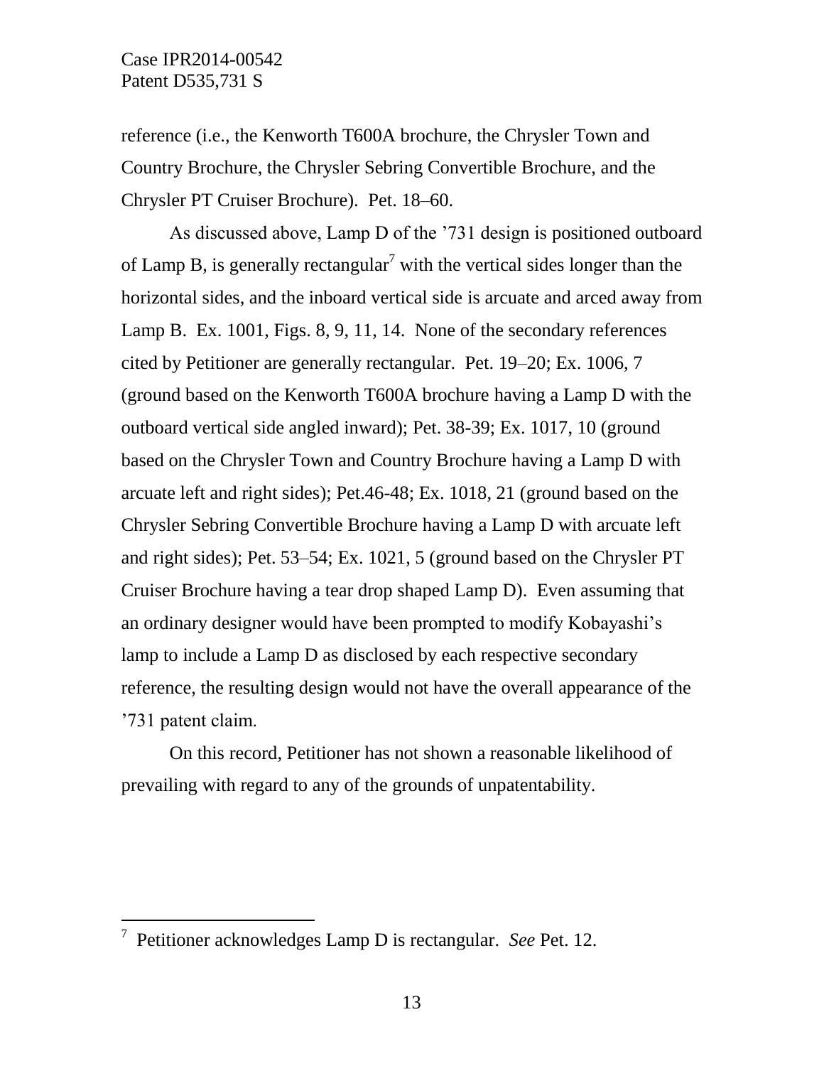reference (i.e., the Kenworth T600A brochure, the Chrysler Town and Country Brochure, the Chrysler Sebring Convertible Brochure, and the Chrysler PT Cruiser Brochure). Pet. 18–60.

As discussed above, Lamp D of the ’731 design is positioned outboard of Lamp B, is generally rectangular[7] with the vertical sides longer than the horizontal sides, and the inboard vertical side is arcuate and arced away from Lamp B. Ex. 1001, Figs. 8, 9, 11, 14. None of the secondary references cited by Petitioner are generally rectangular. Pet. 19–20; Ex. 1006, 7 (ground based on the Kenworth T600A brochure having a Lamp D with the outboard vertical side angled inward); Pet. 38-39; Ex. 1017, 10 (ground based on the Chrysler Town and Country Brochure having a Lamp D with arcuate left and right sides); Pet.46-48; Ex. 1018, 21 (ground based on the Chrysler Sebring Convertible Brochure having a Lamp D with arcuate left and right sides); Pet. 53–54; Ex. 1021, 5 (ground based on the Chrysler PT Cruiser Brochure having a tear drop shaped Lamp D). Even assuming that an ordinary designer would have been prompted to modify Kobayashi’s lamp to include a Lamp D as disclosed by each respective secondary reference, the resulting design would not have the overall appearance of the ’731 patent claim.

On this record, Petitioner has not shown a reasonable likelihood of prevailing with regard to any of the grounds of unpatentability.

---

[7] Petitioner acknowledges Lamp D is rectangular. *See* Pet. 12.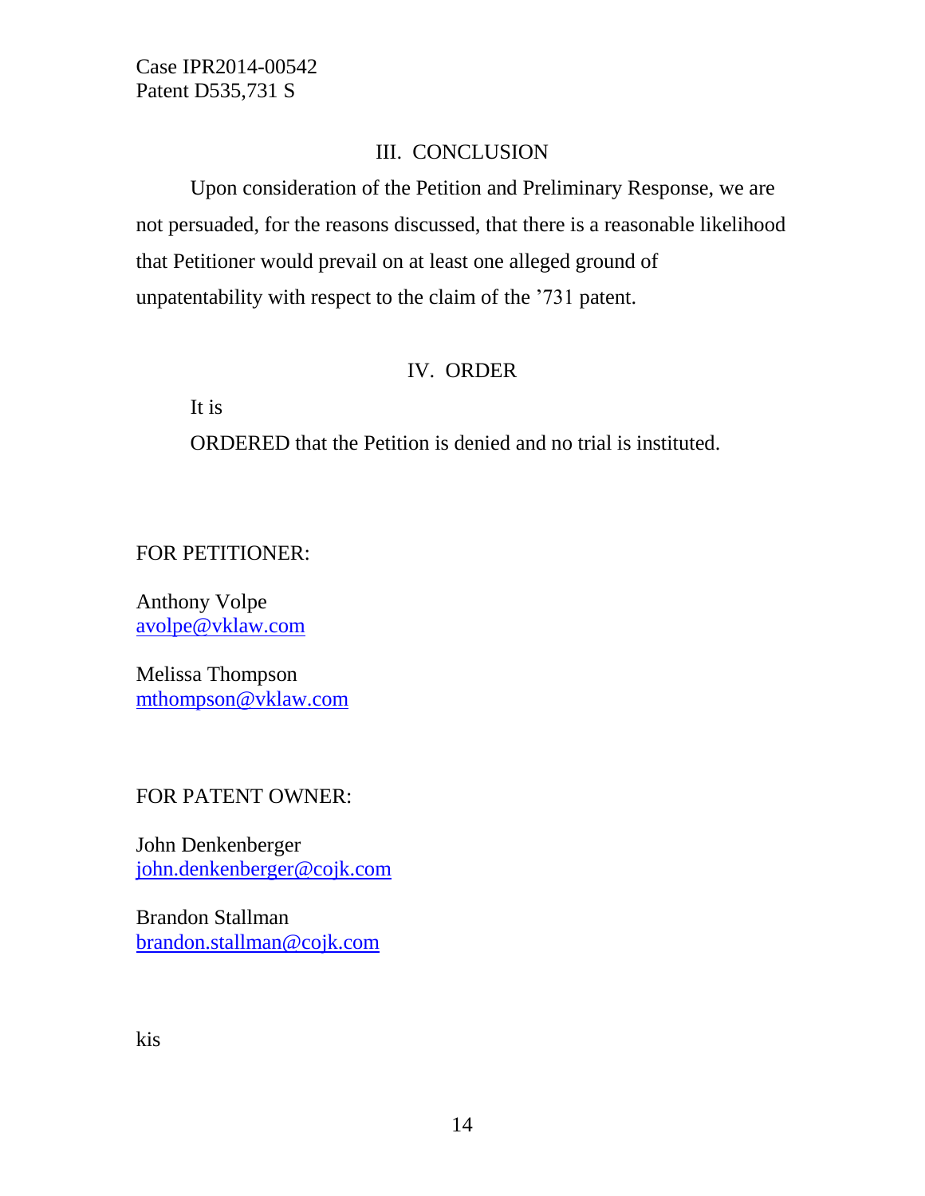## III. CONCLUSION

Upon consideration of the Petition and Preliminary Response, we are not persuaded, for the reasons discussed, that there is a reasonable likelihood that Petitioner would prevail on at least one alleged ground of unpatentability with respect to the claim of the '731 patent.

## IV. ORDER

It is

ORDERED that the Petition is denied and no trial is instituted.

FOR PETITIONER:

Anthony Volpe
avolpe@vklaw.com

Melissa Thompson
mthompson@vklaw.com

FOR PATENT OWNER:

John Denkenberger
john.denkenberger@cojk.com

Brandon Stallman
brandon.stallman@cojk.com

kis